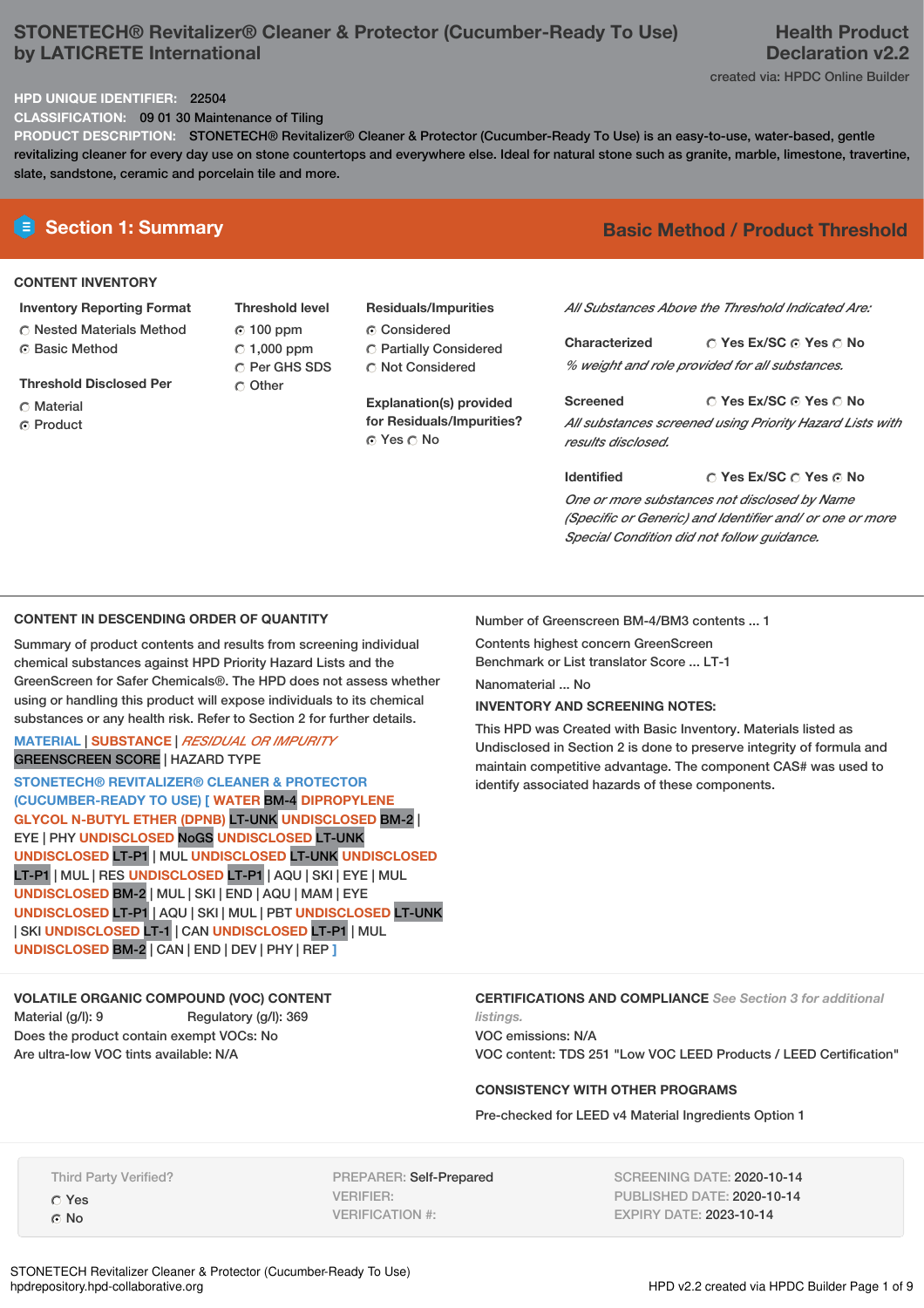# STONETECH® Revitalizer® Cleaner & Protector (Cucumber-Ready To Use) by LATICRETE International

**Health Product Declaration v2.2**

created via: HPDC Online Builder

**HPD UNIQUE IDENTIFIER:** 22504

**CLASSIFICATION:** 09 01 30 Maintenance of Tiling

**PRODUCT DESCRIPTION:** STONETECH® Revitalizer® Cleaner & Protector (Cucumber-Ready To Use) is an easy-to-use, water-based, gentle revitalizing cleaner for every day use on stone countertops and everywhere else. Ideal for natural stone such as granite, marble, limestone, travertine, slate, sandstone, ceramic and porcelain tile and more.

## Section 1: Summary

**Basic Method / Product Threshold**

### CONTENT INVENTORY

**Inventory Reporting Format**
- ○ Nested Materials Method
- ◉ Basic Method

**Threshold Disclosed Per**
- ○ Material
- ◉ Product

**Threshold level**
- ◉ 100 ppm
- ○ 1,000 ppm
- ○ Per GHS SDS
- ○ Other

**Residuals/Impurities**
- ◉ Considered
- ○ Partially Considered
- ○ Not Considered

**Explanation(s) provided for Residuals/Impurities?**
◉ Yes ○ No

*All Substances Above the Threshold Indicated Are:*

**Characterized** ○ Yes Ex/SC ◉ Yes ○ No
*% weight and role provided for all substances.*

**Screened** ○ Yes Ex/SC ◉ Yes ○ No
*All substances screened using Priority Hazard Lists with results disclosed.*

**Identified** ○ Yes Ex/SC ○ Yes ◉ No
*One or more substances not disclosed by Name (Specific or Generic) and Identifier and/ or one or more Special Condition did not follow guidance.*

### CONTENT IN DESCENDING ORDER OF QUANTITY

Summary of product contents and results from screening individual chemical substances against HPD Priority Hazard Lists and the GreenScreen for Safer Chemicals®. The HPD does not assess whether using or handling this product will expose individuals to its chemical substances or any health risk. Refer to Section 2 for further details.

MATERIAL | SUBSTANCE | *RESIDUAL OR IMPURITY*
GREENSCREEN SCORE | HAZARD TYPE

STONETECH® REVITALIZER® CLEANER & PROTECTOR (CUCUMBER-READY TO USE) [ WATER BM-4 DIPROPYLENE GLYCOL N-BUTYL ETHER (DPNB) LT-UNK UNDISCLOSED BM-2 | EYE | PHY UNDISCLOSED NoGS UNDISCLOSED LT-UNK UNDISCLOSED LT-P1 | MUL UNDISCLOSED LT-UNK UNDISCLOSED LT-P1 | MUL | RES UNDISCLOSED LT-P1 | AQU | SKI | EYE | MUL UNDISCLOSED BM-2 | MUL | SKI | END | AQU | MAM | EYE UNDISCLOSED LT-P1 | AQU | SKI | MUL | PBT UNDISCLOSED LT-UNK | SKI UNDISCLOSED LT-1 | CAN UNDISCLOSED LT-P1 | MUL UNDISCLOSED BM-2 | CAN | END | DEV | PHY | REP ]

Number of Greenscreen BM-4/BM3 contents ... 1

Contents highest concern GreenScreen Benchmark or List translator Score ... LT-1

Nanomaterial ... No

**INVENTORY AND SCREENING NOTES:**

This HPD was Created with Basic Inventory. Materials listed as Undisclosed in Section 2 is done to preserve integrity of formula and maintain competitive advantage. The component CAS# was used to identify associated hazards of these components.

### VOLATILE ORGANIC COMPOUND (VOC) CONTENT

Material (g/l): 9 Regulatory (g/l): 369

Does the product contain exempt VOCs: No

Are ultra-low VOC tints available: N/A

### CERTIFICATIONS AND COMPLIANCE *See Section 3 for additional listings.*

VOC emissions: N/A

VOC content: TDS 251 "Low VOC LEED Products / LEED Certification"

### CONSISTENCY WITH OTHER PROGRAMS

Pre-checked for LEED v4 Material Ingredients Option 1

Third Party Verified?
- ○ Yes
- ◉ No

PREPARER: Self-Prepared
VERIFIER:
VERIFICATION #:

SCREENING DATE: 2020-10-14
PUBLISHED DATE: 2020-10-14
EXPIRY DATE: 2023-10-14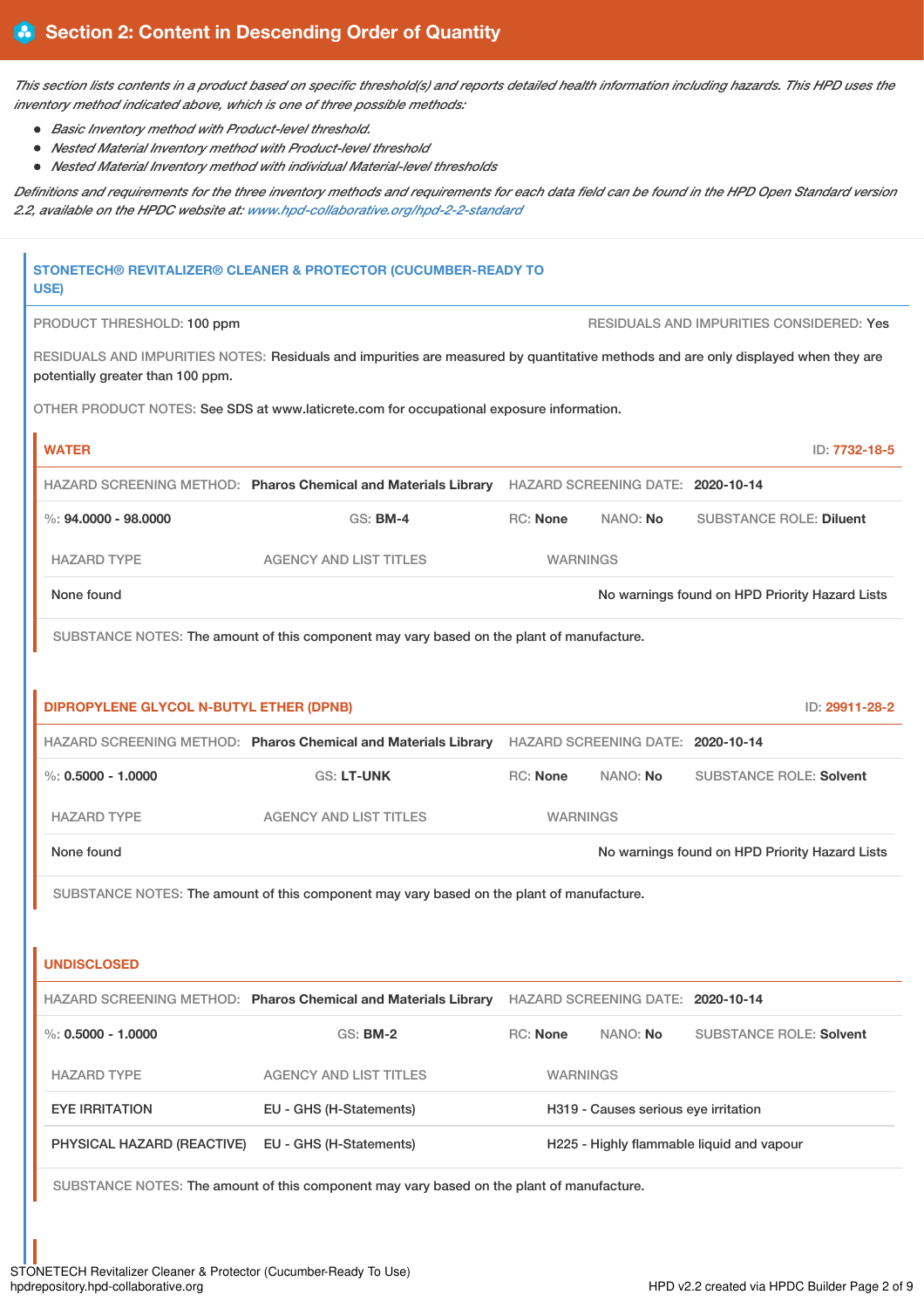## Section 2: Content in Descending Order of Quantity

*This section lists contents in a product based on specific threshold(s) and reports detailed health information including hazards. This HPD uses the inventory method indicated above, which is one of three possible methods:*

- *Basic Inventory method with Product-level threshold.*
- *Nested Material Inventory method with Product-level threshold*
- *Nested Material Inventory method with individual Material-level thresholds*

*Definitions and requirements for the three inventory methods and requirements for each data field can be found in the HPD Open Standard version 2.2, available on the HPDC website at: www.hpd-collaborative.org/hpd-2-2-standard*

### STONETECH® REVITALIZER® CLEANER & PROTECTOR (CUCUMBER-READY TO USE)

PRODUCT THRESHOLD: 100 ppm

RESIDUALS AND IMPURITIES CONSIDERED: Yes

RESIDUALS AND IMPURITIES NOTES: Residuals and impurities are measured by quantitative methods and are only displayed when they are potentially greater than 100 ppm.

OTHER PRODUCT NOTES: See SDS at www.laticrete.com for occupational exposure information.

#### WATER

ID: 7732-18-5

HAZARD SCREENING METHOD: **Pharos Chemical and Materials Library** HAZARD SCREENING DATE: **2020-10-14**

%: **94.0000 - 98.0000** GS: **BM-4** RC: **None** NANO: **No** SUBSTANCE ROLE: **Diluent**

| HAZARD TYPE | AGENCY AND LIST TITLES | WARNINGS |
|---|---|---|
| None found | | No warnings found on HPD Priority Hazard Lists |

SUBSTANCE NOTES: The amount of this component may vary based on the plant of manufacture.

#### DIPROPYLENE GLYCOL N-BUTYL ETHER (DPNB)

ID: 29911-28-2

HAZARD SCREENING METHOD: **Pharos Chemical and Materials Library** HAZARD SCREENING DATE: **2020-10-14**

%: **0.5000 - 1.0000** GS: **LT-UNK** RC: **None** NANO: **No** SUBSTANCE ROLE: **Solvent**

| HAZARD TYPE | AGENCY AND LIST TITLES | WARNINGS |
|---|---|---|
| None found | | No warnings found on HPD Priority Hazard Lists |

SUBSTANCE NOTES: The amount of this component may vary based on the plant of manufacture.

#### UNDISCLOSED

HAZARD SCREENING METHOD: **Pharos Chemical and Materials Library** HAZARD SCREENING DATE: **2020-10-14**

%: **0.5000 - 1.0000** GS: **BM-2** RC: **None** NANO: **No** SUBSTANCE ROLE: **Solvent**

| HAZARD TYPE | AGENCY AND LIST TITLES | WARNINGS |
|---|---|---|
| EYE IRRITATION | EU - GHS (H-Statements) | H319 - Causes serious eye irritation |
| PHYSICAL HAZARD (REACTIVE) | EU - GHS (H-Statements) | H225 - Highly flammable liquid and vapour |

SUBSTANCE NOTES: The amount of this component may vary based on the plant of manufacture.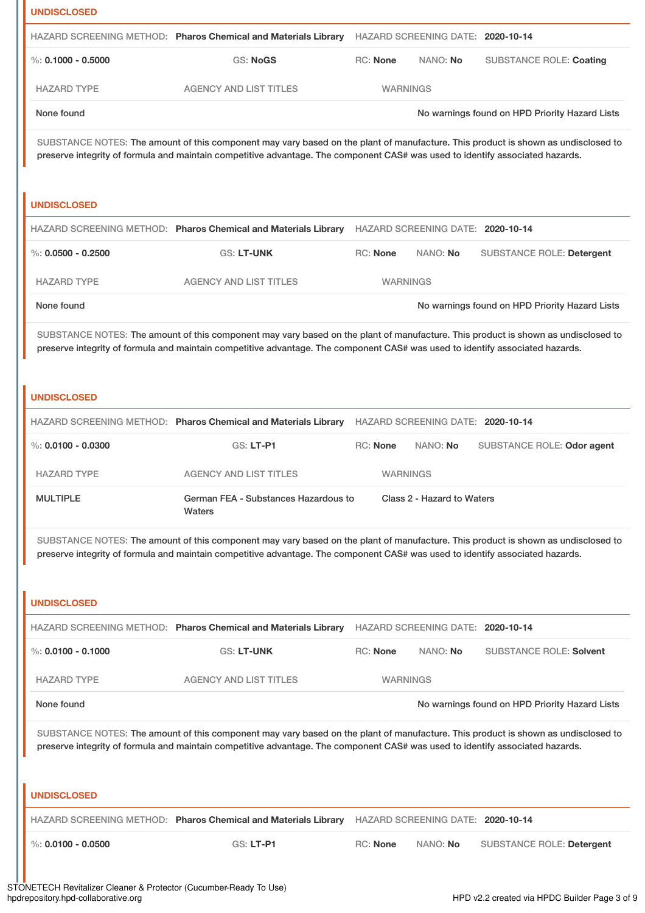### UNDISCLOSED

HAZARD SCREENING METHOD: **Pharos Chemical and Materials Library** HAZARD SCREENING DATE: **2020-10-14**

%: **0.1000 - 0.5000** GS: **NoGS** RC: **None** NANO: **No** SUBSTANCE ROLE: **Coating**

| HAZARD TYPE | AGENCY AND LIST TITLES | WARNINGS |
|---|---|---|
| None found | | No warnings found on HPD Priority Hazard Lists |

SUBSTANCE NOTES: The amount of this component may vary based on the plant of manufacture. This product is shown as undisclosed to preserve integrity of formula and maintain competitive advantage. The component CAS# was used to identify associated hazards.

### UNDISCLOSED

HAZARD SCREENING METHOD: **Pharos Chemical and Materials Library** HAZARD SCREENING DATE: **2020-10-14**

%: **0.0500 - 0.2500** GS: **LT-UNK** RC: **None** NANO: **No** SUBSTANCE ROLE: **Detergent**

| HAZARD TYPE | AGENCY AND LIST TITLES | WARNINGS |
|---|---|---|
| None found | | No warnings found on HPD Priority Hazard Lists |

SUBSTANCE NOTES: The amount of this component may vary based on the plant of manufacture. This product is shown as undisclosed to preserve integrity of formula and maintain competitive advantage. The component CAS# was used to identify associated hazards.

### UNDISCLOSED

HAZARD SCREENING METHOD: **Pharos Chemical and Materials Library** HAZARD SCREENING DATE: **2020-10-14**

%: **0.0100 - 0.0300** GS: **LT-P1** RC: **None** NANO: **No** SUBSTANCE ROLE: **Odor agent**

| HAZARD TYPE | AGENCY AND LIST TITLES | WARNINGS |
|---|---|---|
| MULTIPLE | German FEA - Substances Hazardous to Waters | Class 2 - Hazard to Waters |

SUBSTANCE NOTES: The amount of this component may vary based on the plant of manufacture. This product is shown as undisclosed to preserve integrity of formula and maintain competitive advantage. The component CAS# was used to identify associated hazards.

### UNDISCLOSED

HAZARD SCREENING METHOD: **Pharos Chemical and Materials Library** HAZARD SCREENING DATE: **2020-10-14**

%: **0.0100 - 0.1000** GS: **LT-UNK** RC: **None** NANO: **No** SUBSTANCE ROLE: **Solvent**

| HAZARD TYPE | AGENCY AND LIST TITLES | WARNINGS |
|---|---|---|
| None found | | No warnings found on HPD Priority Hazard Lists |

SUBSTANCE NOTES: The amount of this component may vary based on the plant of manufacture. This product is shown as undisclosed to preserve integrity of formula and maintain competitive advantage. The component CAS# was used to identify associated hazards.

### UNDISCLOSED

HAZARD SCREENING METHOD: **Pharos Chemical and Materials Library** HAZARD SCREENING DATE: **2020-10-14**

%: **0.0100 - 0.0500** GS: **LT-P1** RC: **None** NANO: **No** SUBSTANCE ROLE: **Detergent**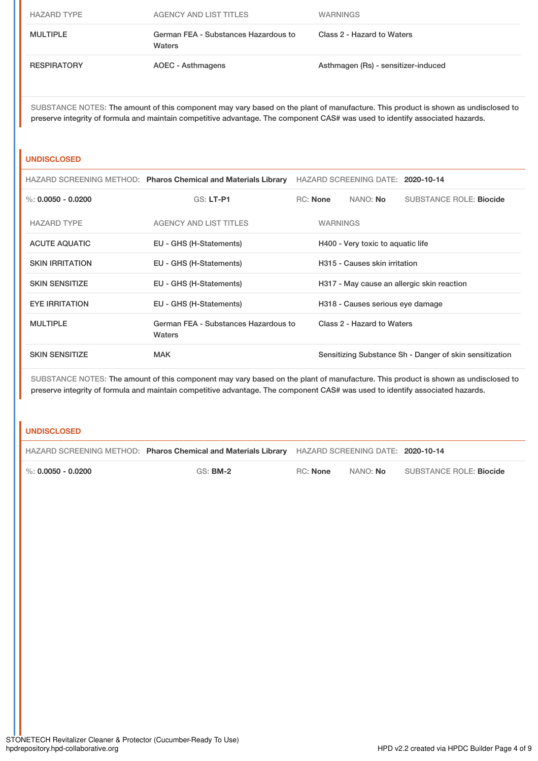| HAZARD TYPE | AGENCY AND LIST TITLES | WARNINGS |
|---|---|---|
| MULTIPLE | German FEA - Substances Hazardous to Waters | Class 2 - Hazard to Waters |
| RESPIRATORY | AOEC - Asthmagens | Asthmagen (Rs) - sensitizer-induced |

SUBSTANCE NOTES: The amount of this component may vary based on the plant of manufacture. This product is shown as undisclosed to preserve integrity of formula and maintain competitive advantage. The component CAS# was used to identify associated hazards.

## UNDISCLOSED

HAZARD SCREENING METHOD: **Pharos Chemical and Materials Library** HAZARD SCREENING DATE: **2020-10-14**

%: **0.0050 - 0.0200** GS: **LT-P1** RC: **None** NANO: **No** SUBSTANCE ROLE: **Biocide**

| HAZARD TYPE | AGENCY AND LIST TITLES | WARNINGS |
|---|---|---|
| ACUTE AQUATIC | EU - GHS (H-Statements) | H400 - Very toxic to aquatic life |
| SKIN IRRITATION | EU - GHS (H-Statements) | H315 - Causes skin irritation |
| SKIN SENSITIZE | EU - GHS (H-Statements) | H317 - May cause an allergic skin reaction |
| EYE IRRITATION | EU - GHS (H-Statements) | H318 - Causes serious eye damage |
| MULTIPLE | German FEA - Substances Hazardous to Waters | Class 2 - Hazard to Waters |
| SKIN SENSITIZE | MAK | Sensitizing Substance Sh - Danger of skin sensitization |

SUBSTANCE NOTES: The amount of this component may vary based on the plant of manufacture. This product is shown as undisclosed to preserve integrity of formula and maintain competitive advantage. The component CAS# was used to identify associated hazards.

## UNDISCLOSED

HAZARD SCREENING METHOD: **Pharos Chemical and Materials Library** HAZARD SCREENING DATE: **2020-10-14**

%: **0.0050 - 0.0200** GS: **BM-2** RC: **None** NANO: **No** SUBSTANCE ROLE: **Biocide**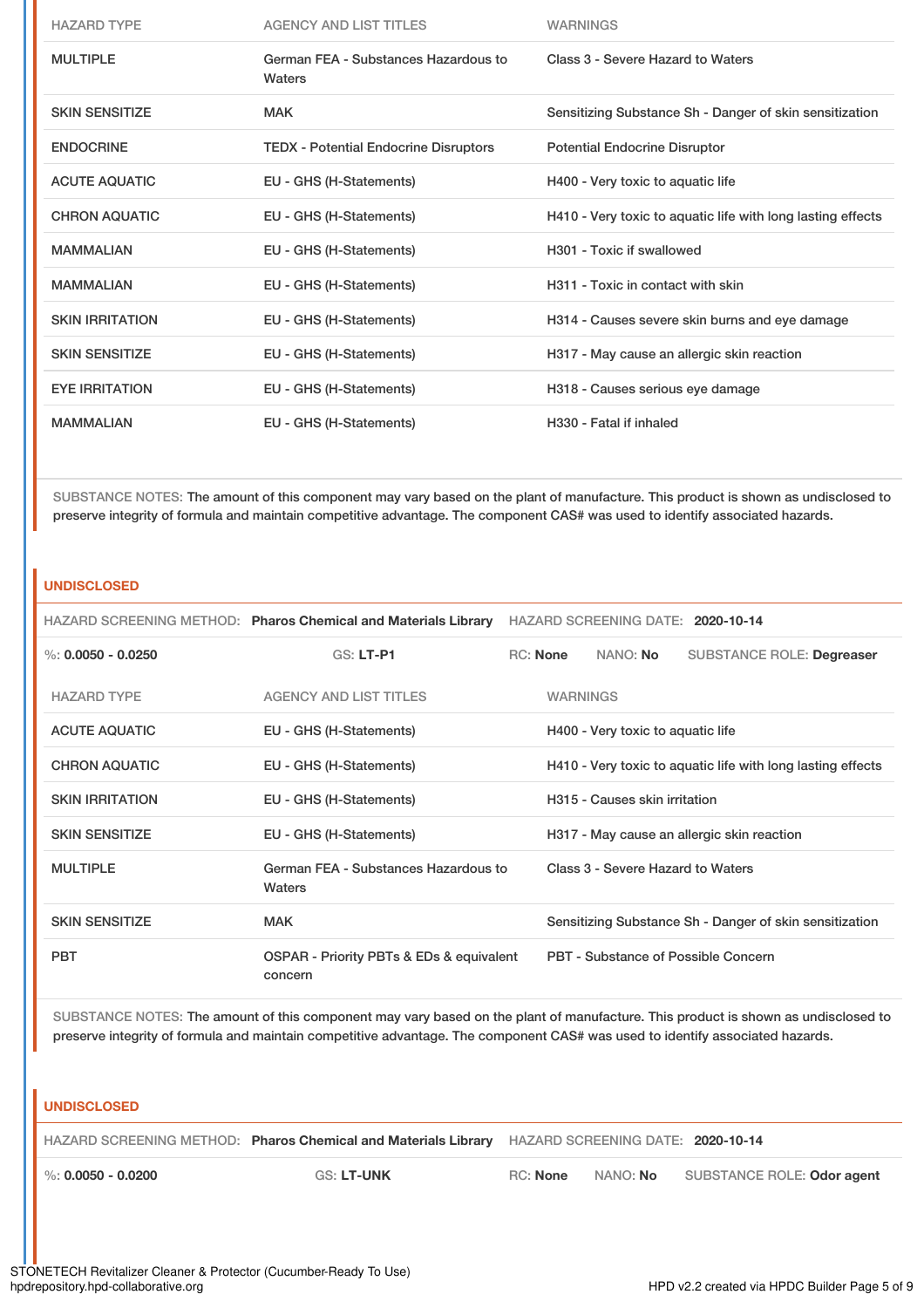| HAZARD TYPE | AGENCY AND LIST TITLES | WARNINGS |
|---|---|---|
| MULTIPLE | German FEA - Substances Hazardous to Waters | Class 3 - Severe Hazard to Waters |
| SKIN SENSITIZE | MAK | Sensitizing Substance Sh - Danger of skin sensitization |
| ENDOCRINE | TEDX - Potential Endocrine Disruptors | Potential Endocrine Disruptor |
| ACUTE AQUATIC | EU - GHS (H-Statements) | H400 - Very toxic to aquatic life |
| CHRON AQUATIC | EU - GHS (H-Statements) | H410 - Very toxic to aquatic life with long lasting effects |
| MAMMALIAN | EU - GHS (H-Statements) | H301 - Toxic if swallowed |
| MAMMALIAN | EU - GHS (H-Statements) | H311 - Toxic in contact with skin |
| SKIN IRRITATION | EU - GHS (H-Statements) | H314 - Causes severe skin burns and eye damage |
| SKIN SENSITIZE | EU - GHS (H-Statements) | H317 - May cause an allergic skin reaction |
| EYE IRRITATION | EU - GHS (H-Statements) | H318 - Causes serious eye damage |
| MAMMALIAN | EU - GHS (H-Statements) | H330 - Fatal if inhaled |

SUBSTANCE NOTES: The amount of this component may vary based on the plant of manufacture. This product is shown as undisclosed to preserve integrity of formula and maintain competitive advantage. The component CAS# was used to identify associated hazards.

## UNDISCLOSED

HAZARD SCREENING METHOD: **Pharos Chemical and Materials Library** HAZARD SCREENING DATE: **2020-10-14**

%: **0.0050 - 0.0250** GS: **LT-P1** RC: **None** NANO: **No** SUBSTANCE ROLE: **Degreaser**

| HAZARD TYPE | AGENCY AND LIST TITLES | WARNINGS |
|---|---|---|
| ACUTE AQUATIC | EU - GHS (H-Statements) | H400 - Very toxic to aquatic life |
| CHRON AQUATIC | EU - GHS (H-Statements) | H410 - Very toxic to aquatic life with long lasting effects |
| SKIN IRRITATION | EU - GHS (H-Statements) | H315 - Causes skin irritation |
| SKIN SENSITIZE | EU - GHS (H-Statements) | H317 - May cause an allergic skin reaction |
| MULTIPLE | German FEA - Substances Hazardous to Waters | Class 3 - Severe Hazard to Waters |
| SKIN SENSITIZE | MAK | Sensitizing Substance Sh - Danger of skin sensitization |
| PBT | OSPAR - Priority PBTs & EDs & equivalent concern | PBT - Substance of Possible Concern |

SUBSTANCE NOTES: The amount of this component may vary based on the plant of manufacture. This product is shown as undisclosed to preserve integrity of formula and maintain competitive advantage. The component CAS# was used to identify associated hazards.

## UNDISCLOSED

HAZARD SCREENING METHOD: **Pharos Chemical and Materials Library** HAZARD SCREENING DATE: **2020-10-14**

%: **0.0050 - 0.0200** GS: **LT-UNK** RC: **None** NANO: **No** SUBSTANCE ROLE: **Odor agent**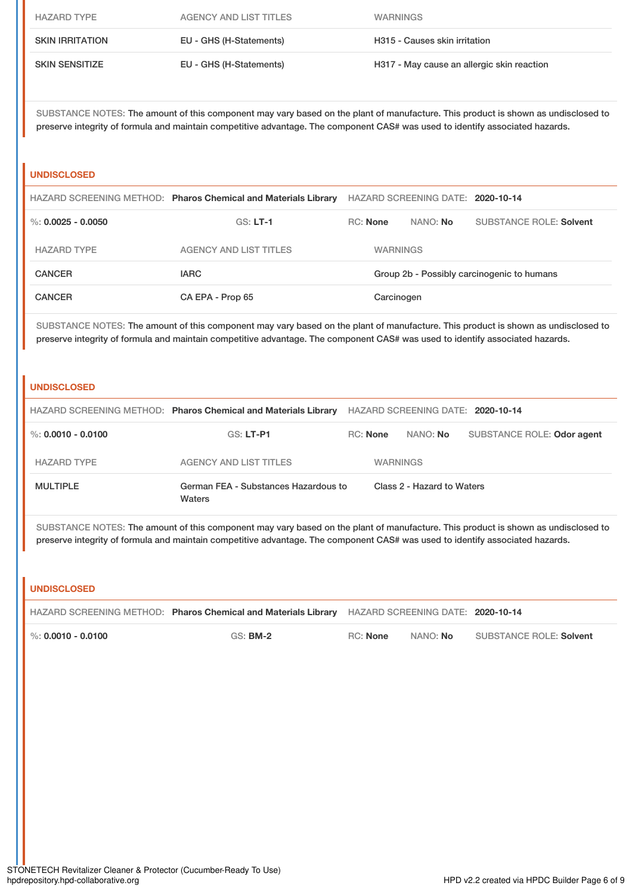| HAZARD TYPE | AGENCY AND LIST TITLES | WARNINGS |
| --- | --- | --- |
| SKIN IRRITATION | EU - GHS (H-Statements) | H315 - Causes skin irritation |
| SKIN SENSITIZE | EU - GHS (H-Statements) | H317 - May cause an allergic skin reaction |

SUBSTANCE NOTES: The amount of this component may vary based on the plant of manufacture. This product is shown as undisclosed to preserve integrity of formula and maintain competitive advantage. The component CAS# was used to identify associated hazards.

### UNDISCLOSED

HAZARD SCREENING METHOD: **Pharos Chemical and Materials Library** HAZARD SCREENING DATE: **2020-10-14**

%: **0.0025 - 0.0050** GS: **LT-1** RC: **None** NANO: **No** SUBSTANCE ROLE: **Solvent**

| HAZARD TYPE | AGENCY AND LIST TITLES | WARNINGS |
| --- | --- | --- |
| CANCER | IARC | Group 2b - Possibly carcinogenic to humans |
| CANCER | CA EPA - Prop 65 | Carcinogen |

SUBSTANCE NOTES: The amount of this component may vary based on the plant of manufacture. This product is shown as undisclosed to preserve integrity of formula and maintain competitive advantage. The component CAS# was used to identify associated hazards.

### UNDISCLOSED

HAZARD SCREENING METHOD: **Pharos Chemical and Materials Library** HAZARD SCREENING DATE: **2020-10-14**

%: **0.0010 - 0.0100** GS: **LT-P1** RC: **None** NANO: **No** SUBSTANCE ROLE: **Odor agent**

| HAZARD TYPE | AGENCY AND LIST TITLES | WARNINGS |
| --- | --- | --- |
| MULTIPLE | German FEA - Substances Hazardous to Waters | Class 2 - Hazard to Waters |

SUBSTANCE NOTES: The amount of this component may vary based on the plant of manufacture. This product is shown as undisclosed to preserve integrity of formula and maintain competitive advantage. The component CAS# was used to identify associated hazards.

### UNDISCLOSED

HAZARD SCREENING METHOD: **Pharos Chemical and Materials Library** HAZARD SCREENING DATE: **2020-10-14**

%: **0.0010 - 0.0100** GS: **BM-2** RC: **None** NANO: **No** SUBSTANCE ROLE: **Solvent**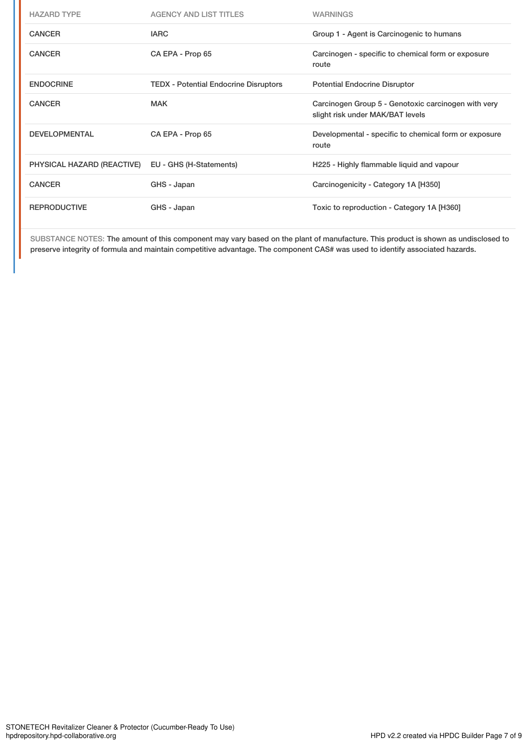| HAZARD TYPE | AGENCY AND LIST TITLES | WARNINGS |
| --- | --- | --- |
| CANCER | IARC | Group 1 - Agent is Carcinogenic to humans |
| CANCER | CA EPA - Prop 65 | Carcinogen - specific to chemical form or exposure route |
| ENDOCRINE | TEDX - Potential Endocrine Disruptors | Potential Endocrine Disruptor |
| CANCER | MAK | Carcinogen Group 5 - Genotoxic carcinogen with very slight risk under MAK/BAT levels |
| DEVELOPMENTAL | CA EPA - Prop 65 | Developmental - specific to chemical form or exposure route |
| PHYSICAL HAZARD (REACTIVE) | EU - GHS (H-Statements) | H225 - Highly flammable liquid and vapour |
| CANCER | GHS - Japan | Carcinogenicity - Category 1A [H350] |
| REPRODUCTIVE | GHS - Japan | Toxic to reproduction - Category 1A [H360] |

SUBSTANCE NOTES: The amount of this component may vary based on the plant of manufacture. This product is shown as undisclosed to preserve integrity of formula and maintain competitive advantage. The component CAS# was used to identify associated hazards.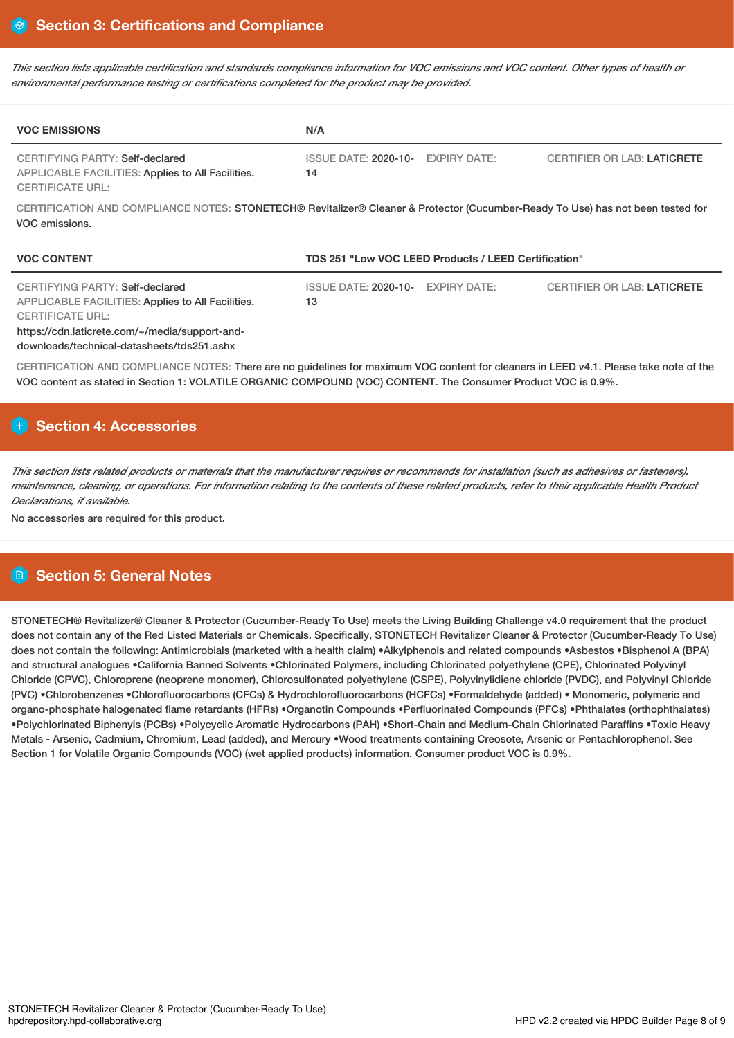## Section 3: Certifications and Compliance

*This section lists applicable certification and standards compliance information for VOC emissions and VOC content. Other types of health or environmental performance testing or certifications completed for the product may be provided.*

| VOC EMISSIONS | N/A | | |
|---|---|---|---|
| CERTIFYING PARTY: Self-declared<br>APPLICABLE FACILITIES: Applies to All Facilities.<br>CERTIFICATE URL: | ISSUE DATE: 2020-10-14 | EXPIRY DATE: | CERTIFIER OR LAB: LATICRETE |

CERTIFICATION AND COMPLIANCE NOTES: STONETECH® Revitalizer® Cleaner & Protector (Cucumber-Ready To Use) has not been tested for VOC emissions.

| VOC CONTENT | TDS 251 "Low VOC LEED Products / LEED Certification" | | |
|---|---|---|---|
| CERTIFYING PARTY: Self-declared<br>APPLICABLE FACILITIES: Applies to All Facilities.<br>CERTIFICATE URL:<br>https://cdn.laticrete.com/~/media/support-and-downloads/technical-datasheets/tds251.ashx | ISSUE DATE: 2020-10-13 | EXPIRY DATE: | CERTIFIER OR LAB: LATICRETE |

CERTIFICATION AND COMPLIANCE NOTES: There are no guidelines for maximum VOC content for cleaners in LEED v4.1. Please take note of the VOC content as stated in Section 1: VOLATILE ORGANIC COMPOUND (VOC) CONTENT. The Consumer Product VOC is 0.9%.

## Section 4: Accessories

*This section lists related products or materials that the manufacturer requires or recommends for installation (such as adhesives or fasteners), maintenance, cleaning, or operations. For information relating to the contents of these related products, refer to their applicable Health Product Declarations, if available.*

No accessories are required for this product.

## Section 5: General Notes

STONETECH® Revitalizer® Cleaner & Protector (Cucumber-Ready To Use) meets the Living Building Challenge v4.0 requirement that the product does not contain any of the Red Listed Materials or Chemicals. Specifically, STONETECH Revitalizer Cleaner & Protector (Cucumber-Ready To Use) does not contain the following: Antimicrobials (marketed with a health claim) •Alkylphenols and related compounds •Asbestos •Bisphenol A (BPA) and structural analogues •California Banned Solvents •Chlorinated Polymers, including Chlorinated polyethylene (CPE), Chlorinated Polyvinyl Chloride (CPVC), Chloroprene (neoprene monomer), Chlorosulfonated polyethylene (CSPE), Polyvinylidiene chloride (PVDC), and Polyvinyl Chloride (PVC) •Chlorobenzenes •Chlorofluorocarbons (CFCs) & Hydrochlorofluorocarbons (HCFCs) •Formaldehyde (added) • Monomeric, polymeric and organo-phosphate halogenated flame retardants (HFRs) •Organotin Compounds •Perfluorinated Compounds (PFCs) •Phthalates (orthophthalates) •Polychlorinated Biphenyls (PCBs) •Polycyclic Aromatic Hydrocarbons (PAH) •Short-Chain and Medium-Chain Chlorinated Paraffins •Toxic Heavy Metals - Arsenic, Cadmium, Chromium, Lead (added), and Mercury •Wood treatments containing Creosote, Arsenic or Pentachlorophenol. See Section 1 for Volatile Organic Compounds (VOC) (wet applied products) information. Consumer product VOC is 0.9%.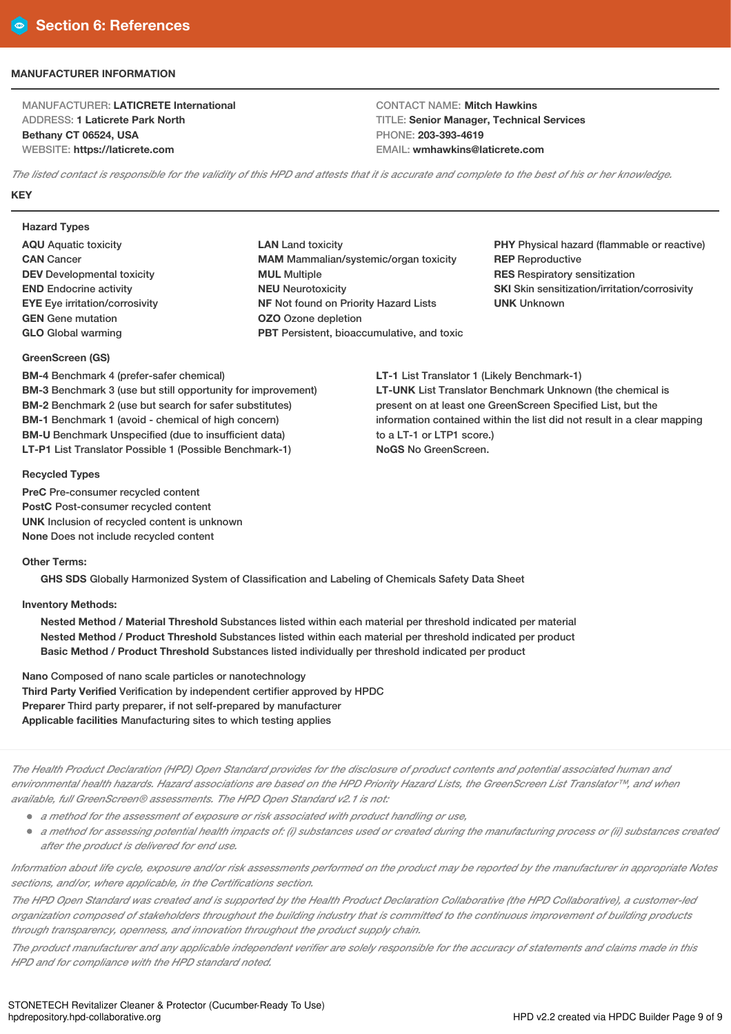## Section 6: References

### MANUFACTURER INFORMATION

MANUFACTURER: **LATICRETE International**
ADDRESS: **1 Laticrete Park North**
**Bethany CT 06524, USA**
WEBSITE: **https://laticrete.com**

CONTACT NAME: **Mitch Hawkins**
TITLE: **Senior Manager, Technical Services**
PHONE: **203-393-4619**
EMAIL: **wmhawkins@laticrete.com**

*The listed contact is responsible for the validity of this HPD and attests that it is accurate and complete to the best of his or her knowledge.*

### KEY

**Hazard Types**

**AQU** Aquatic toxicity
**CAN** Cancer
**DEV** Developmental toxicity
**END** Endocrine activity
**EYE** Eye irritation/corrosivity
**GEN** Gene mutation
**GLO** Global warming
**LAN** Land toxicity
**MAM** Mammalian/systemic/organ toxicity
**MUL** Multiple
**NEU** Neurotoxicity
**NF** Not found on Priority Hazard Lists
**OZO** Ozone depletion
**PBT** Persistent, bioaccumulative, and toxic
**PHY** Physical hazard (flammable or reactive)
**REP** Reproductive
**RES** Respiratory sensitization
**SKI** Skin sensitization/irritation/corrosivity
**UNK** Unknown

**GreenScreen (GS)**

**BM-4** Benchmark 4 (prefer-safer chemical)
**BM-3** Benchmark 3 (use but still opportunity for improvement)
**BM-2** Benchmark 2 (use but search for safer substitutes)
**BM-1** Benchmark 1 (avoid - chemical of high concern)
**BM-U** Benchmark Unspecified (due to insufficient data)
**LT-P1** List Translator Possible 1 (Possible Benchmark-1)
**LT-1** List Translator 1 (Likely Benchmark-1)
**LT-UNK** List Translator Benchmark Unknown (the chemical is present on at least one GreenScreen Specified List, but the information contained within the list did not result in a clear mapping to a LT-1 or LTP1 score.)
**NoGS** No GreenScreen.

**Recycled Types**

**PreC** Pre-consumer recycled content
**PostC** Post-consumer recycled content
**UNK** Inclusion of recycled content is unknown
**None** Does not include recycled content

**Other Terms:**

**GHS SDS** Globally Harmonized System of Classification and Labeling of Chemicals Safety Data Sheet

**Inventory Methods:**

**Nested Method / Material Threshold** Substances listed within each material per threshold indicated per material
**Nested Method / Product Threshold** Substances listed within each material per threshold indicated per product
**Basic Method / Product Threshold** Substances listed individually per threshold indicated per product

**Nano** Composed of nano scale particles or nanotechnology
**Third Party Verified** Verification by independent certifier approved by HPDC
**Preparer** Third party preparer, if not self-prepared by manufacturer
**Applicable facilities** Manufacturing sites to which testing applies

*The Health Product Declaration (HPD) Open Standard provides for the disclosure of product contents and potential associated human and environmental health hazards. Hazard associations are based on the HPD Priority Hazard Lists, the GreenScreen List Translator™, and when available, full GreenScreen® assessments. The HPD Open Standard v2.1 is not:*

- *a method for the assessment of exposure or risk associated with product handling or use,*
- *a method for assessing potential health impacts of: (i) substances used or created during the manufacturing process or (ii) substances created after the product is delivered for end use.*

*Information about life cycle, exposure and/or risk assessments performed on the product may be reported by the manufacturer in appropriate Notes sections, and/or, where applicable, in the Certifications section.*

*The HPD Open Standard was created and is supported by the Health Product Declaration Collaborative (the HPD Collaborative), a customer-led organization composed of stakeholders throughout the building industry that is committed to the continuous improvement of building products through transparency, openness, and innovation throughout the product supply chain.*

*The product manufacturer and any applicable independent verifier are solely responsible for the accuracy of statements and claims made in this HPD and for compliance with the HPD standard noted.*